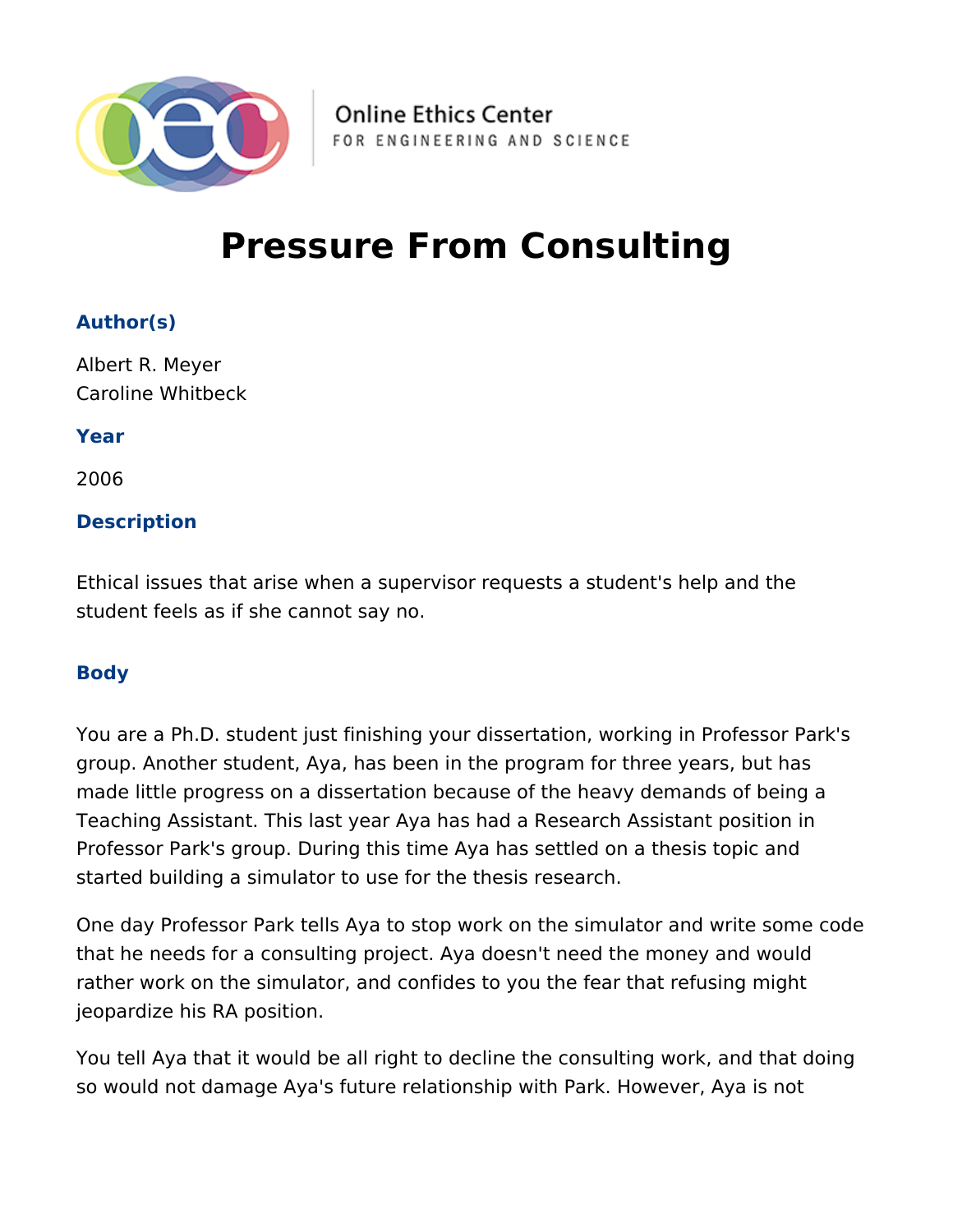Online Ethics Center
FOR ENGINEERING AND SCIENCE

# Pressure From Consulting

### Author(s)

Albert R. Meyer
Caroline Whitbeck

### Year

2006

### Description

Ethical issues that arise when a supervisor requests a student's help and the student feels as if she cannot say no.

### Body

You are a Ph.D. student just finishing your dissertation, working in Professor Park's group. Another student, Aya, has been in the program for three years, but has made little progress on a dissertation because of the heavy demands of being a Teaching Assistant. This last year Aya has had a Research Assistant position in Professor Park's group. During this time Aya has settled on a thesis topic and started building a simulator to use for the thesis research.

One day Professor Park tells Aya to stop work on the simulator and write some code that he needs for a consulting project. Aya doesn't need the money and would rather work on the simulator, and confides to you the fear that refusing might jeopardize his RA position.

You tell Aya that it would be all right to decline the consulting work, and that doing so would not damage Aya's future relationship with Park. However, Aya is not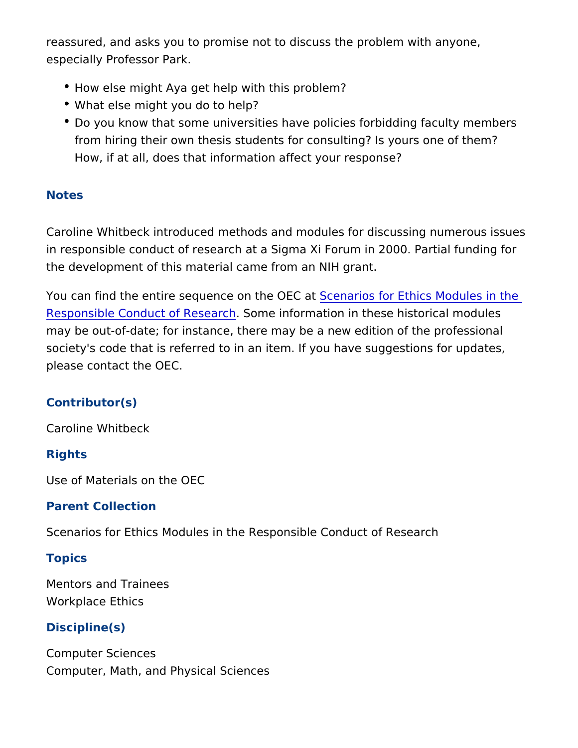reassured, and asks you to promise not to discuss the problem with anyone, especially Professor Park.

- How else might Aya get help with this problem?
- What else might you do to help?
- Do you know that some universities have policies forbidding faculty members from hiring their own thesis students for consulting? Is yours one of them? How, if at all, does that information affect your response?

## Notes

Caroline Whitbeck introduced methods and modules for discussing numerous issues in responsible conduct of research at a Sigma Xi Forum in 2000. Partial funding for the development of this material came from an NIH grant.

You can find the entire sequence on the OEC at Scenarios for Ethics Modules in the Responsible Conduct of Research. Some information in these historical modules may be out-of-date; for instance, there may be a new edition of the professional society's code that is referred to in an item. If you have suggestions for updates, please contact the OEC.

### Contributor(s)

Caroline Whitbeck

### Rights

Use of Materials on the OEC

### Parent Collection

Scenarios for Ethics Modules in the Responsible Conduct of Research

### Topics

Mentors and Trainees
Workplace Ethics

### Discipline(s)

Computer Sciences
Computer, Math, and Physical Sciences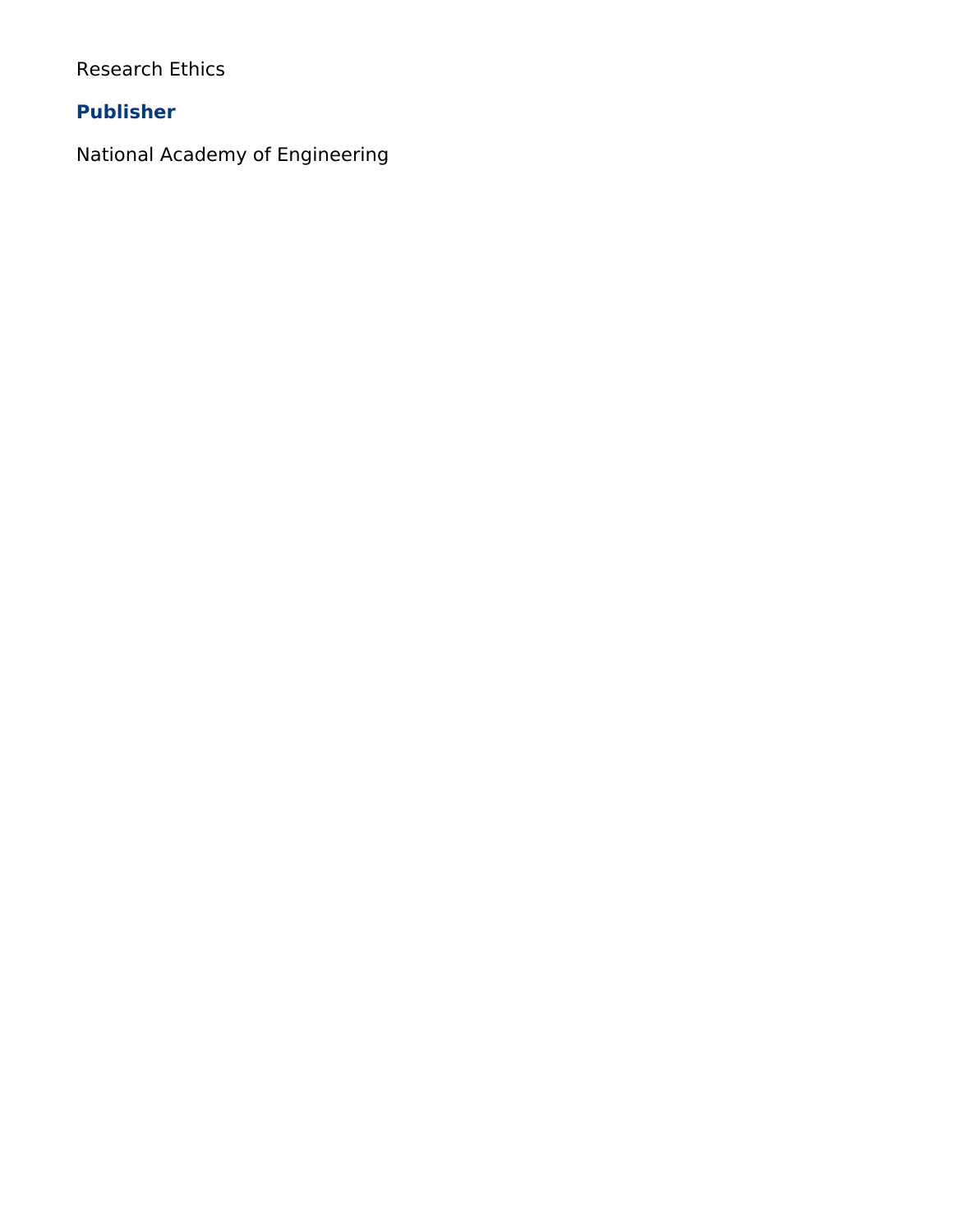Research Ethics

**Publisher**

National Academy of Engineering